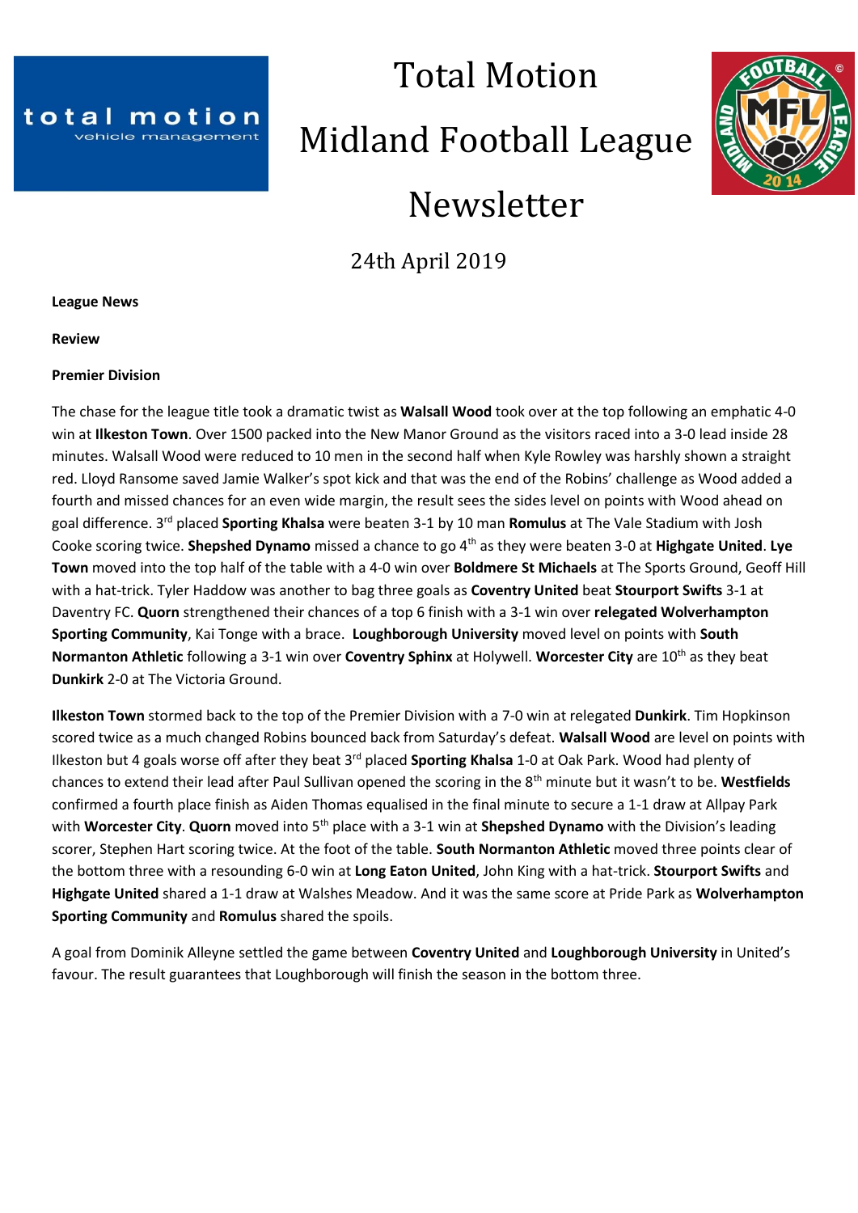# Total Motion

# Midland Football League

# Newsletter

24th April 2019

**League News**

**Review**

**Premier Division**

The chase for the league title took a dramatic twist as **Walsall Wood** took over at the top following an emphatic 4-0 win at **Ilkeston Town**. Over 1500 packed into the New Manor Ground as the visitors raced into a 3-0 lead inside 28 minutes. Walsall Wood were reduced to 10 men in the second half when Kyle Rowley was harshly shown a straight red. Lloyd Ransome saved Jamie Walker's spot kick and that was the end of the Robins' challenge as Wood added a fourth and missed chances for an even wide margin, the result sees the sides level on points with Wood ahead on goal difference. 3rd placed **Sporting Khalsa** were beaten 3-1 by 10 man **Romulus** at The Vale Stadium with Josh Cooke scoring twice. **Shepshed Dynamo** missed a chance to go 4th as they were beaten 3-0 at **Highgate United**. **Lye Town** moved into the top half of the table with a 4-0 win over **Boldmere St Michaels** at The Sports Ground, Geoff Hill with a hat-trick. Tyler Haddow was another to bag three goals as **Coventry United** beat **Stourport Swifts** 3-1 at Daventry FC. **Quorn** strengthened their chances of a top 6 finish with a 3-1 win over **relegated Wolverhampton Sporting Community**, Kai Tonge with a brace. **Loughborough University** moved level on points with **South Normanton Athletic** following a 3-1 win over **Coventry Sphinx** at Holywell. **Worcester City** are 10th as they beat **Dunkirk** 2-0 at The Victoria Ground.

**Ilkeston Town** stormed back to the top of the Premier Division with a 7-0 win at relegated **Dunkirk**. Tim Hopkinson scored twice as a much changed Robins bounced back from Saturday's defeat. **Walsall Wood** are level on points with Ilkeston but 4 goals worse off after they beat 3rd placed **Sporting Khalsa** 1-0 at Oak Park. Wood had plenty of chances to extend their lead after Paul Sullivan opened the scoring in the 8th minute but it wasn't to be. **Westfields** confirmed a fourth place finish as Aiden Thomas equalised in the final minute to secure a 1-1 draw at Allpay Park with **Worcester City**. **Quorn** moved into 5th place with a 3-1 win at **Shepshed Dynamo** with the Division's leading scorer, Stephen Hart scoring twice. At the foot of the table. **South Normanton Athletic** moved three points clear of the bottom three with a resounding 6-0 win at **Long Eaton United**, John King with a hat-trick. **Stourport Swifts** and **Highgate United** shared a 1-1 draw at Walshes Meadow. And it was the same score at Pride Park as **Wolverhampton Sporting Community** and **Romulus** shared the spoils.

A goal from Dominik Alleyne settled the game between **Coventry United** and **Loughborough University** in United's favour. The result guarantees that Loughborough will finish the season in the bottom three.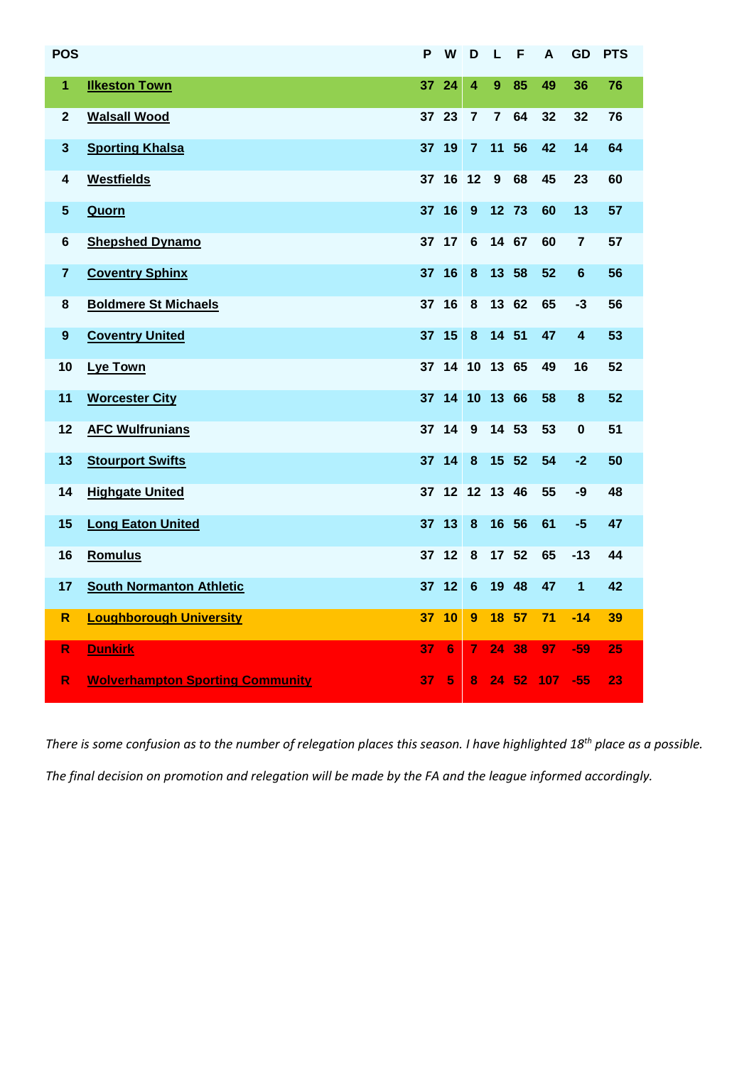| POS | | P | W | D | L | F | A | GD | PTS |
|---|---|---|---|---|---|---|---|---|---|
| 1 | **Ilkeston Town** | 37 | 24 | 4 | 9 | 85 | 49 | 36 | 76 |
| 2 | **Walsall Wood** | 37 | 23 | 7 | 7 | 64 | 32 | 32 | 76 |
| 3 | **Sporting Khalsa** | 37 | 19 | 7 | 11 | 56 | 42 | 14 | 64 |
| 4 | **Westfields** | 37 | 16 | 12 | 9 | 68 | 45 | 23 | 60 |
| 5 | **Quorn** | 37 | 16 | 9 | 12 | 73 | 60 | 13 | 57 |
| 6 | **Shepshed Dynamo** | 37 | 17 | 6 | 14 | 67 | 60 | 7 | 57 |
| 7 | **Coventry Sphinx** | 37 | 16 | 8 | 13 | 58 | 52 | 6 | 56 |
| 8 | **Boldmere St Michaels** | 37 | 16 | 8 | 13 | 62 | 65 | -3 | 56 |
| 9 | **Coventry United** | 37 | 15 | 8 | 14 | 51 | 47 | 4 | 53 |
| 10 | **Lye Town** | 37 | 14 | 10 | 13 | 65 | 49 | 16 | 52 |
| 11 | **Worcester City** | 37 | 14 | 10 | 13 | 66 | 58 | 8 | 52 |
| 12 | **AFC Wulfrunians** | 37 | 14 | 9 | 14 | 53 | 53 | 0 | 51 |
| 13 | **Stourport Swifts** | 37 | 14 | 8 | 15 | 52 | 54 | -2 | 50 |
| 14 | **Highgate United** | 37 | 12 | 12 | 13 | 46 | 55 | -9 | 48 |
| 15 | **Long Eaton United** | 37 | 13 | 8 | 16 | 56 | 61 | -5 | 47 |
| 16 | **Romulus** | 37 | 12 | 8 | 17 | 52 | 65 | -13 | 44 |
| 17 | **South Normanton Athletic** | 37 | 12 | 6 | 19 | 48 | 47 | 1 | 42 |
| R | **Loughborough University** | 37 | 10 | 9 | 18 | 57 | 71 | -14 | 39 |
| R | **Dunkirk** | 37 | 6 | 7 | 24 | 38 | 97 | -59 | 25 |
| R | **Wolverhampton Sporting Community** | 37 | 5 | 8 | 24 | 52 | 107 | -55 | 23 |

*There is some confusion as to the number of relegation places this season. I have highlighted 18th place as a possible.*

*The final decision on promotion and relegation will be made by the FA and the league informed accordingly.*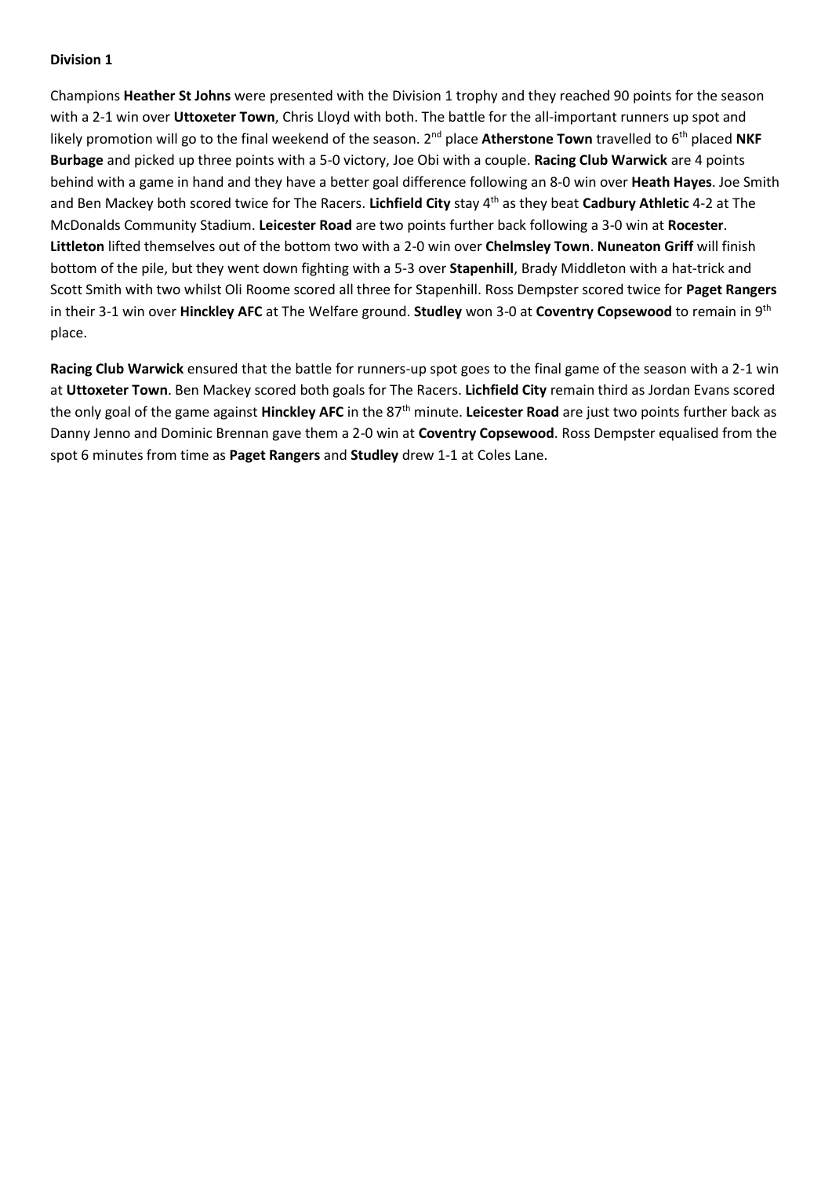**Division 1**

Champions **Heather St Johns** were presented with the Division 1 trophy and they reached 90 points for the season with a 2-1 win over **Uttoxeter Town**, Chris Lloyd with both. The battle for the all-important runners up spot and likely promotion will go to the final weekend of the season. 2nd place **Atherstone Town** travelled to 6th placed **NKF Burbage** and picked up three points with a 5-0 victory, Joe Obi with a couple. **Racing Club Warwick** are 4 points behind with a game in hand and they have a better goal difference following an 8-0 win over **Heath Hayes**. Joe Smith and Ben Mackey both scored twice for The Racers. **Lichfield City** stay 4th as they beat **Cadbury Athletic** 4-2 at The McDonalds Community Stadium. **Leicester Road** are two points further back following a 3-0 win at **Rocester**. **Littleton** lifted themselves out of the bottom two with a 2-0 win over **Chelmsley Town**. **Nuneaton Griff** will finish bottom of the pile, but they went down fighting with a 5-3 over **Stapenhill**, Brady Middleton with a hat-trick and Scott Smith with two whilst Oli Roome scored all three for Stapenhill. Ross Dempster scored twice for **Paget Rangers** in their 3-1 win over **Hinckley AFC** at The Welfare ground. **Studley** won 3-0 at **Coventry Copsewood** to remain in 9th place.

**Racing Club Warwick** ensured that the battle for runners-up spot goes to the final game of the season with a 2-1 win at **Uttoxeter Town**. Ben Mackey scored both goals for The Racers. **Lichfield City** remain third as Jordan Evans scored the only goal of the game against **Hinckley AFC** in the 87th minute. **Leicester Road** are just two points further back as Danny Jenno and Dominic Brennan gave them a 2-0 win at **Coventry Copsewood**. Ross Dempster equalised from the spot 6 minutes from time as **Paget Rangers** and **Studley** drew 1-1 at Coles Lane.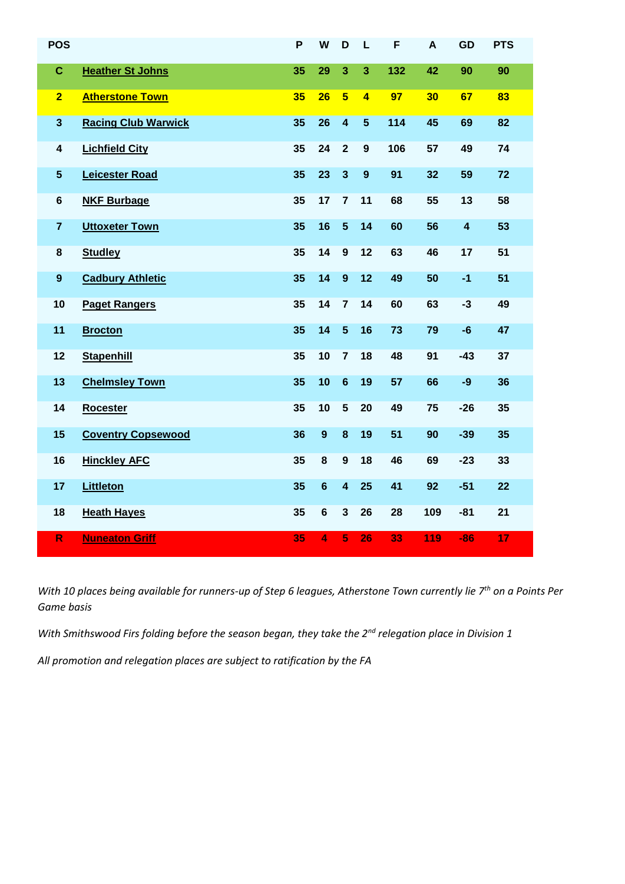| POS | | P | W | D | L | F | A | GD | PTS |
|---|---|---|---|---|---|---|---|---|---|
| **C** | **Heather St Johns** | **35** | **29** | **3** | **3** | **132** | **42** | **90** | **90** |
| **2** | **Atherstone Town** | **35** | **26** | **5** | **4** | **97** | **30** | **67** | **83** |
| **3** | **Racing Club Warwick** | **35** | **26** | **4** | **5** | **114** | **45** | **69** | **82** |
| **4** | **Lichfield City** | **35** | **24** | **2** | **9** | **106** | **57** | **49** | **74** |
| **5** | **Leicester Road** | **35** | **23** | **3** | **9** | **91** | **32** | **59** | **72** |
| **6** | **NKF Burbage** | **35** | **17** | **7** | **11** | **68** | **55** | **13** | **58** |
| **7** | **Uttoxeter Town** | **35** | **16** | **5** | **14** | **60** | **56** | **4** | **53** |
| **8** | **Studley** | **35** | **14** | **9** | **12** | **63** | **46** | **17** | **51** |
| **9** | **Cadbury Athletic** | **35** | **14** | **9** | **12** | **49** | **50** | **-1** | **51** |
| **10** | **Paget Rangers** | **35** | **14** | **7** | **14** | **60** | **63** | **-3** | **49** |
| **11** | **Brocton** | **35** | **14** | **5** | **16** | **73** | **79** | **-6** | **47** |
| **12** | **Stapenhill** | **35** | **10** | **7** | **18** | **48** | **91** | **-43** | **37** |
| **13** | **Chelmsley Town** | **35** | **10** | **6** | **19** | **57** | **66** | **-9** | **36** |
| **14** | **Rocester** | **35** | **10** | **5** | **20** | **49** | **75** | **-26** | **35** |
| **15** | **Coventry Copsewood** | **36** | **9** | **8** | **19** | **51** | **90** | **-39** | **35** |
| **16** | **Hinckley AFC** | **35** | **8** | **9** | **18** | **46** | **69** | **-23** | **33** |
| **17** | **Littleton** | **35** | **6** | **4** | **25** | **41** | **92** | **-51** | **22** |
| **18** | **Heath Hayes** | **35** | **6** | **3** | **26** | **28** | **109** | **-81** | **21** |
| **R** | **Nuneaton Griff** | **35** | **4** | **5** | **26** | **33** | **119** | **-86** | **17** |

*With 10 places being available for runners-up of Step 6 leagues, Atherstone Town currently lie 7th on a Points Per Game basis*

*With Smithswood Firs folding before the season began, they take the 2nd relegation place in Division 1*

*All promotion and relegation places are subject to ratification by the FA*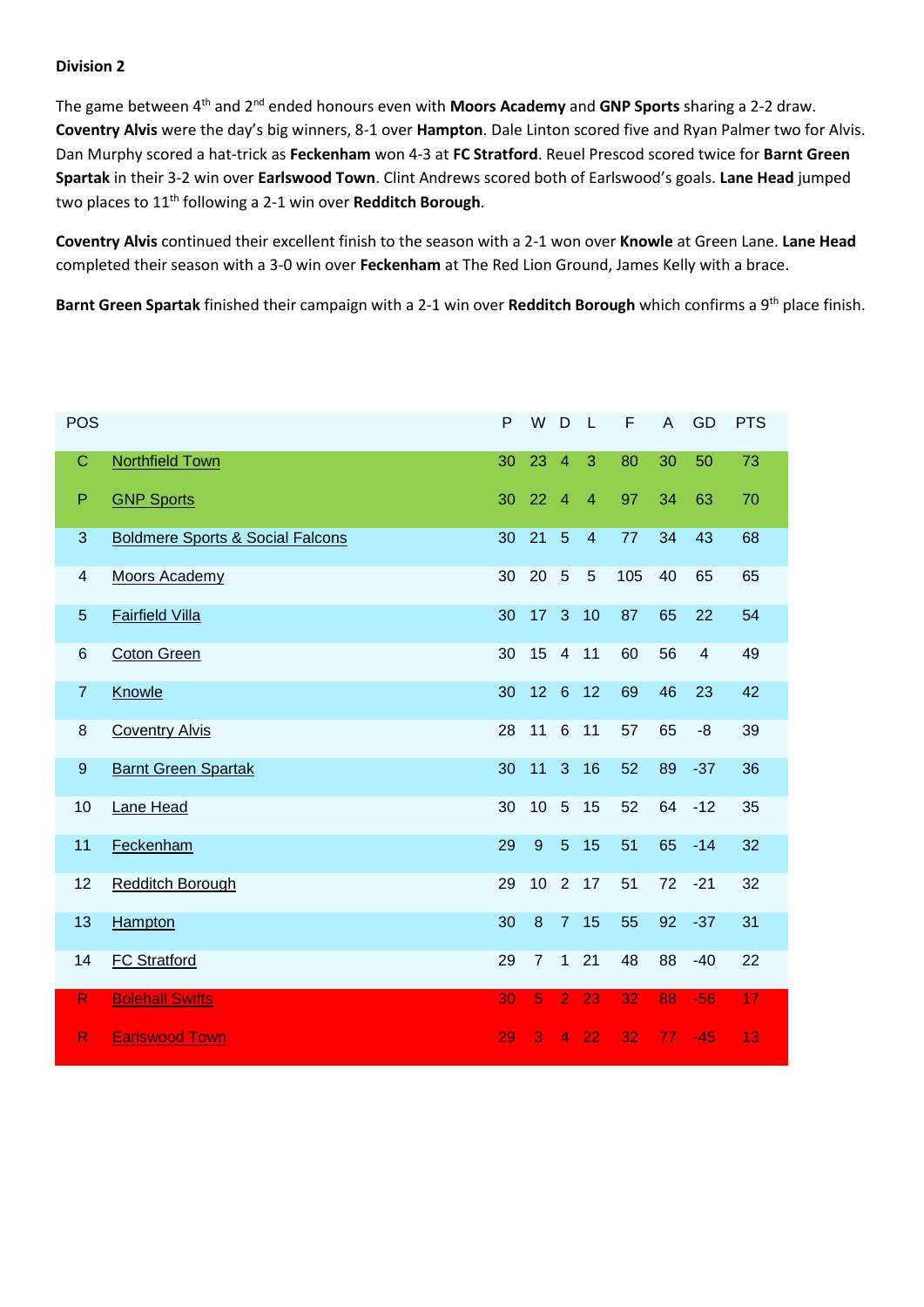**Division 2**

The game between 4th and 2nd ended honours even with **Moors Academy** and **GNP Sports** sharing a 2-2 draw. **Coventry Alvis** were the day's big winners, 8-1 over **Hampton**. Dale Linton scored five and Ryan Palmer two for Alvis. Dan Murphy scored a hat-trick as **Feckenham** won 4-3 at **FC Stratford**. Reuel Prescod scored twice for **Barnt Green Spartak** in their 3-2 win over **Earlswood Town**. Clint Andrews scored both of Earlswood's goals. **Lane Head** jumped two places to 11th following a 2-1 win over **Redditch Borough**.

**Coventry Alvis** continued their excellent finish to the season with a 2-1 won over **Knowle** at Green Lane. **Lane Head** completed their season with a 3-0 win over **Feckenham** at The Red Lion Ground, James Kelly with a brace.

**Barnt Green Spartak** finished their campaign with a 2-1 win over **Redditch Borough** which confirms a 9th place finish.

| POS | | P | W | D | L | F | A | GD | PTS |
|---|---|---|---|---|---|---|---|---|---|
| C | Northfield Town | 30 | 23 | 4 | 3 | 80 | 30 | 50 | 73 |
| P | GNP Sports | 30 | 22 | 4 | 4 | 97 | 34 | 63 | 70 |
| 3 | Boldmere Sports & Social Falcons | 30 | 21 | 5 | 4 | 77 | 34 | 43 | 68 |
| 4 | Moors Academy | 30 | 20 | 5 | 5 | 105 | 40 | 65 | 65 |
| 5 | Fairfield Villa | 30 | 17 | 3 | 10 | 87 | 65 | 22 | 54 |
| 6 | Coton Green | 30 | 15 | 4 | 11 | 60 | 56 | 4 | 49 |
| 7 | Knowle | 30 | 12 | 6 | 12 | 69 | 46 | 23 | 42 |
| 8 | Coventry Alvis | 28 | 11 | 6 | 11 | 57 | 65 | -8 | 39 |
| 9 | Barnt Green Spartak | 30 | 11 | 3 | 16 | 52 | 89 | -37 | 36 |
| 10 | Lane Head | 30 | 10 | 5 | 15 | 52 | 64 | -12 | 35 |
| 11 | Feckenham | 29 | 9 | 5 | 15 | 51 | 65 | -14 | 32 |
| 12 | Redditch Borough | 29 | 10 | 2 | 17 | 51 | 72 | -21 | 32 |
| 13 | Hampton | 30 | 8 | 7 | 15 | 55 | 92 | -37 | 31 |
| 14 | FC Stratford | 29 | 7 | 1 | 21 | 48 | 88 | -40 | 22 |
| R | Bolehall Swifts | 30 | 5 | 2 | 23 | 32 | 88 | -56 | 17 |
| R | Earlswood Town | 29 | 3 | 4 | 22 | 32 | 77 | -45 | 13 |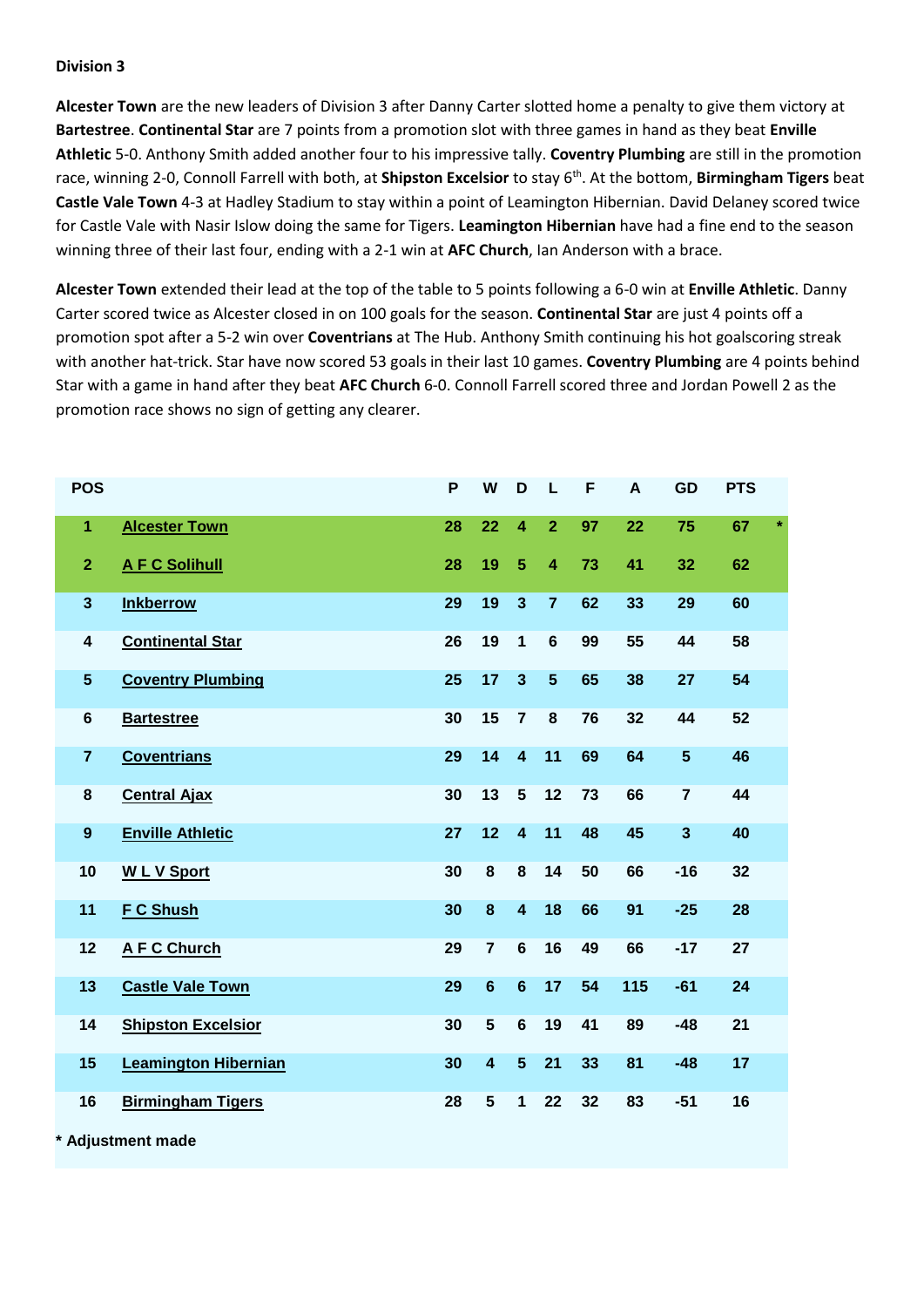**Division 3**

**Alcester Town** are the new leaders of Division 3 after Danny Carter slotted home a penalty to give them victory at **Bartestree**. **Continental Star** are 7 points from a promotion slot with three games in hand as they beat **Enville Athletic** 5-0. Anthony Smith added another four to his impressive tally. **Coventry Plumbing** are still in the promotion race, winning 2-0, Connoll Farrell with both, at **Shipston Excelsior** to stay 6th. At the bottom, **Birmingham Tigers** beat **Castle Vale Town** 4-3 at Hadley Stadium to stay within a point of Leamington Hibernian. David Delaney scored twice for Castle Vale with Nasir Islow doing the same for Tigers. **Leamington Hibernian** have had a fine end to the season winning three of their last four, ending with a 2-1 win at **AFC Church**, Ian Anderson with a brace.

**Alcester Town** extended their lead at the top of the table to 5 points following a 6-0 win at **Enville Athletic**. Danny Carter scored twice as Alcester closed in on 100 goals for the season. **Continental Star** are just 4 points off a promotion spot after a 5-2 win over **Coventrians** at The Hub. Anthony Smith continuing his hot goalscoring streak with another hat-trick. Star have now scored 53 goals in their last 10 games. **Coventry Plumbing** are 4 points behind Star with a game in hand after they beat **AFC Church** 6-0. Connoll Farrell scored three and Jordan Powell 2 as the promotion race shows no sign of getting any clearer.

| POS | | P | W | D | L | F | A | GD | PTS | |
|---|---|---|---|---|---|---|---|---|---|---|
| 1 | Alcester Town | 28 | 22 | 4 | 2 | 97 | 22 | 75 | 67 | * |
| 2 | A F C Solihull | 28 | 19 | 5 | 4 | 73 | 41 | 32 | 62 | |
| 3 | Inkberrow | 29 | 19 | 3 | 7 | 62 | 33 | 29 | 60 | |
| 4 | Continental Star | 26 | 19 | 1 | 6 | 99 | 55 | 44 | 58 | |
| 5 | Coventry Plumbing | 25 | 17 | 3 | 5 | 65 | 38 | 27 | 54 | |
| 6 | Bartestree | 30 | 15 | 7 | 8 | 76 | 32 | 44 | 52 | |
| 7 | Coventrians | 29 | 14 | 4 | 11 | 69 | 64 | 5 | 46 | |
| 8 | Central Ajax | 30 | 13 | 5 | 12 | 73 | 66 | 7 | 44 | |
| 9 | Enville Athletic | 27 | 12 | 4 | 11 | 48 | 45 | 3 | 40 | |
| 10 | W L V Sport | 30 | 8 | 8 | 14 | 50 | 66 | -16 | 32 | |
| 11 | F C Shush | 30 | 8 | 4 | 18 | 66 | 91 | -25 | 28 | |
| 12 | A F C Church | 29 | 7 | 6 | 16 | 49 | 66 | -17 | 27 | |
| 13 | Castle Vale Town | 29 | 6 | 6 | 17 | 54 | 115 | -61 | 24 | |
| 14 | Shipston Excelsior | 30 | 5 | 6 | 19 | 41 | 89 | -48 | 21 | |
| 15 | Leamington Hibernian | 30 | 4 | 5 | 21 | 33 | 81 | -48 | 17 | |
| 16 | Birmingham Tigers | 28 | 5 | 1 | 22 | 32 | 83 | -51 | 16 | |

**\* Adjustment made**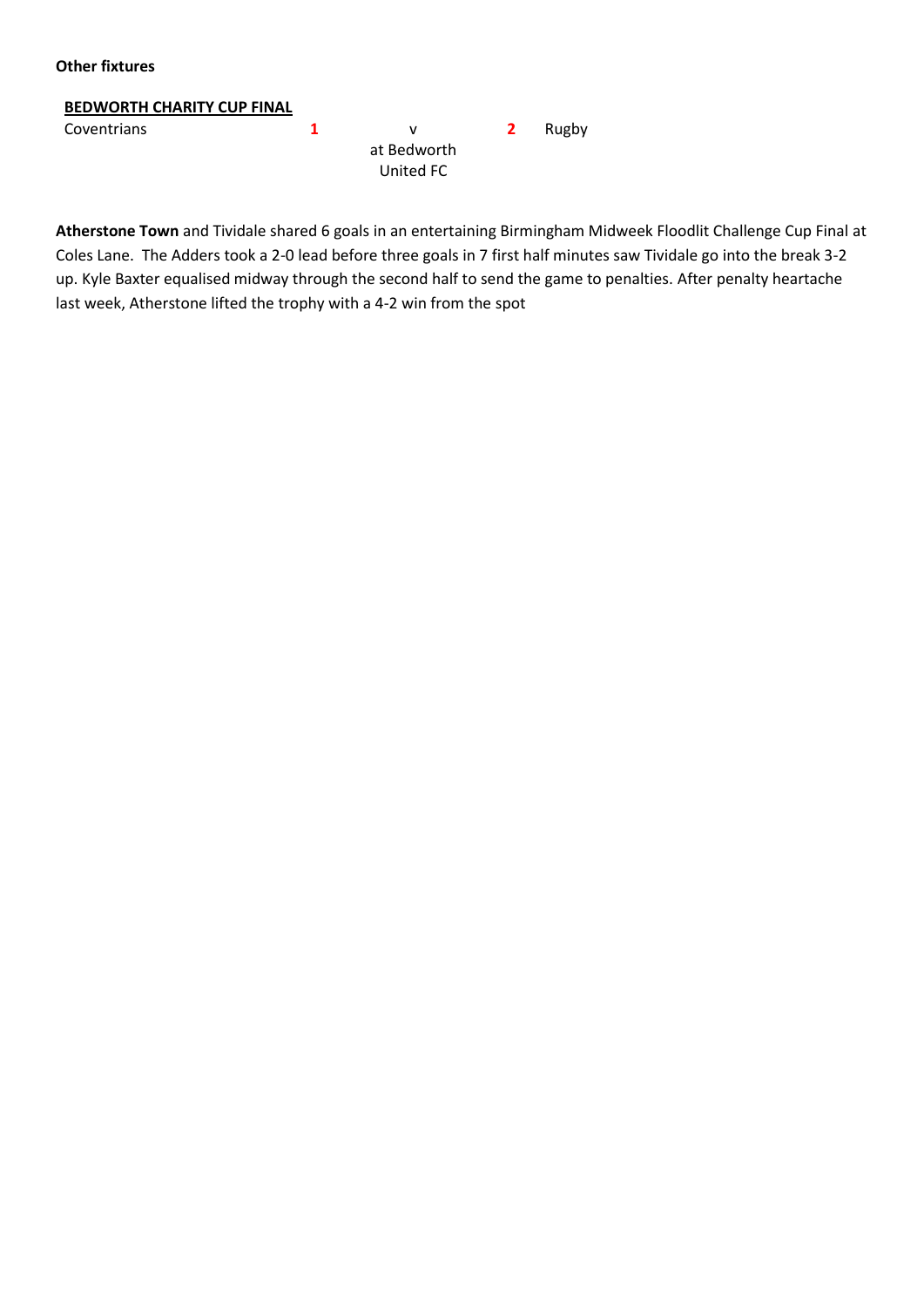**Other fixtures**

**BEDWORTH CHARITY CUP FINAL**

| | | | | |
|---|---|---|---|---|
| Coventrians | 1 | v<br>at Bedworth United FC | 2 | Rugby |

**Atherstone Town** and Tividale shared 6 goals in an entertaining Birmingham Midweek Floodlit Challenge Cup Final at Coles Lane. The Adders took a 2-0 lead before three goals in 7 first half minutes saw Tividale go into the break 3-2 up. Kyle Baxter equalised midway through the second half to send the game to penalties. After penalty heartache last week, Atherstone lifted the trophy with a 4-2 win from the spot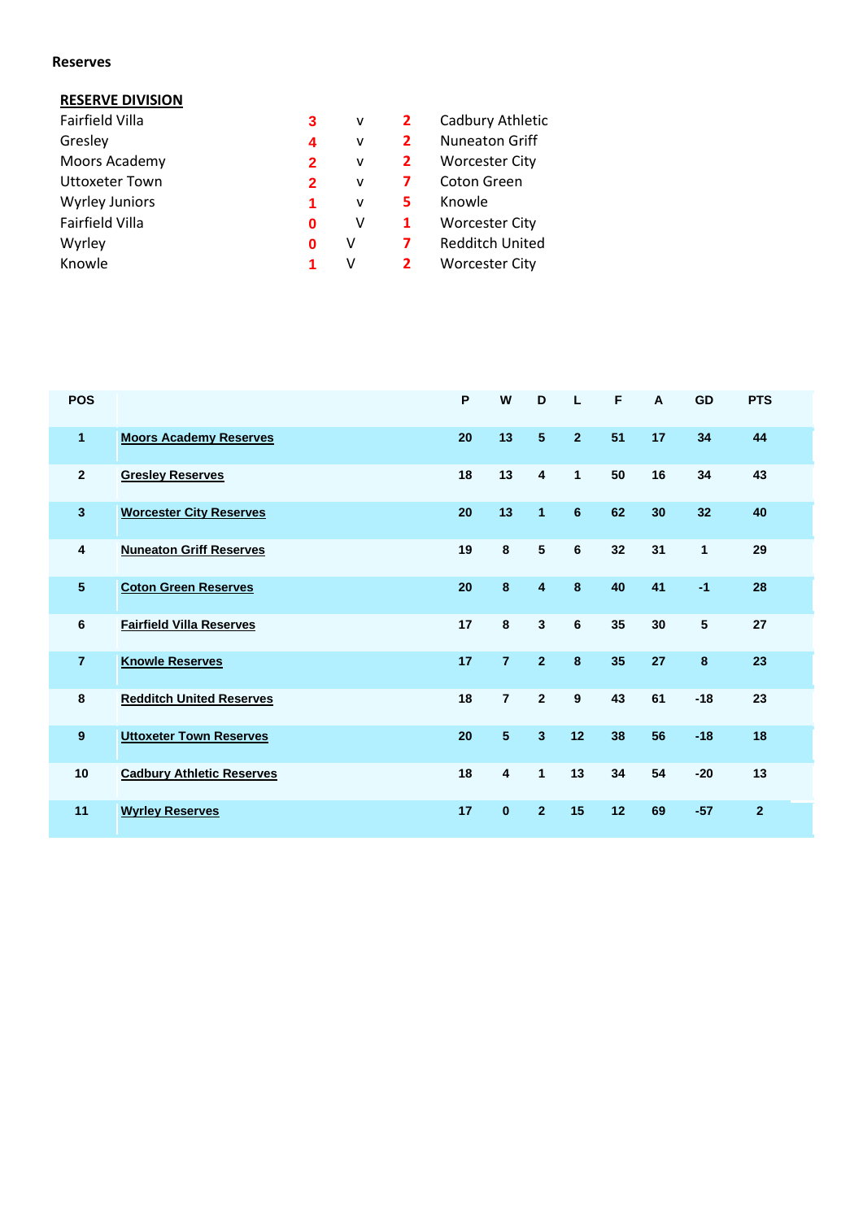**Reserves**

**RESERVE DIVISION**

| | | | | |
|---|---|---|---|---|
| Fairfield Villa | 3 | v | 2 | Cadbury Athletic |
| Gresley | 4 | v | 2 | Nuneaton Griff |
| Moors Academy | 2 | v | 2 | Worcester City |
| Uttoxeter Town | 2 | v | 7 | Coton Green |
| Wyrley Juniors | 1 | v | 5 | Knowle |
| Fairfield Villa | 0 | V | 1 | Worcester City |
| Wyrley | 0 | V | 7 | Redditch United |
| Knowle | 1 | V | 2 | Worcester City |

| POS | | P | W | D | L | F | A | GD | PTS |
|---|---|---|---|---|---|---|---|---|---|
| 1 | Moors Academy Reserves | 20 | 13 | 5 | 2 | 51 | 17 | 34 | 44 |
| 2 | Gresley Reserves | 18 | 13 | 4 | 1 | 50 | 16 | 34 | 43 |
| 3 | Worcester City Reserves | 20 | 13 | 1 | 6 | 62 | 30 | 32 | 40 |
| 4 | Nuneaton Griff Reserves | 19 | 8 | 5 | 6 | 32 | 31 | 1 | 29 |
| 5 | Coton Green Reserves | 20 | 8 | 4 | 8 | 40 | 41 | -1 | 28 |
| 6 | Fairfield Villa Reserves | 17 | 8 | 3 | 6 | 35 | 30 | 5 | 27 |
| 7 | Knowle Reserves | 17 | 7 | 2 | 8 | 35 | 27 | 8 | 23 |
| 8 | Redditch United Reserves | 18 | 7 | 2 | 9 | 43 | 61 | -18 | 23 |
| 9 | Uttoxeter Town Reserves | 20 | 5 | 3 | 12 | 38 | 56 | -18 | 18 |
| 10 | Cadbury Athletic Reserves | 18 | 4 | 1 | 13 | 34 | 54 | -20 | 13 |
| 11 | Wyrley Reserves | 17 | 0 | 2 | 15 | 12 | 69 | -57 | 2 |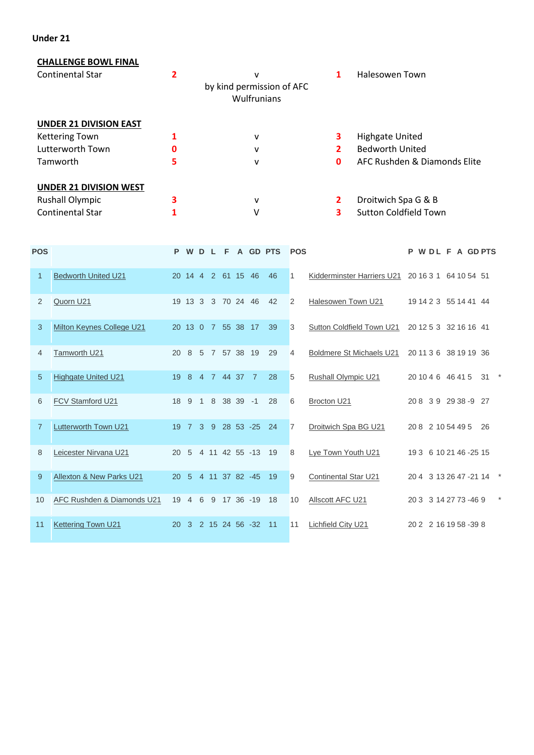**Under 21**

**CHALLENGE BOWL FINAL**

| | | | | |
|---|---|---|---|---|
| Continental Star | 2 | v<br>by kind permission of AFC Wulfrunians | 1 | Halesowen Town |

**UNDER 21 DIVISION EAST**

| | | | | |
|---|---|---|---|---|
| Kettering Town | 1 | v | 3 | Highgate United |
| Lutterworth Town | 0 | v | 2 | Bedworth United |
| Tamworth | 5 | v | 0 | AFC Rushden & Diamonds Elite |

**UNDER 21 DIVISION WEST**

| | | | | |
|---|---|---|---|---|
| Rushall Olympic | 3 | v | 2 | Droitwich Spa G & B |
| Continental Star | 1 | V | 3 | Sutton Coldfield Town |

| POS | | P | W | D | L | F | A | GD | PTS |
|---|---|---|---|---|---|---|---|---|---|
| 1 | Bedworth United U21 | 20 | 14 | 4 | 2 | 61 | 15 | 46 | 46 |
| 2 | Quorn U21 | 19 | 13 | 3 | 3 | 70 | 24 | 46 | 42 |
| 3 | Milton Keynes College U21 | 20 | 13 | 0 | 7 | 55 | 38 | 17 | 39 |
| 4 | Tamworth U21 | 20 | 8 | 5 | 7 | 57 | 38 | 19 | 29 |
| 5 | Highgate United U21 | 19 | 8 | 4 | 7 | 44 | 37 | 7 | 28 |
| 6 | FCV Stamford U21 | 18 | 9 | 1 | 8 | 38 | 39 | -1 | 28 |
| 7 | Lutterworth Town U21 | 19 | 7 | 3 | 9 | 28 | 53 | -25 | 24 |
| 8 | Leicester Nirvana U21 | 20 | 5 | 4 | 11 | 42 | 55 | -13 | 19 |
| 9 | Allexton & New Parks U21 | 20 | 5 | 4 | 11 | 37 | 82 | -45 | 19 |
| 10 | AFC Rushden & Diamonds U21 | 19 | 4 | 6 | 9 | 17 | 36 | -19 | 18 |
| 11 | Kettering Town U21 | 20 | 3 | 2 | 15 | 24 | 56 | -32 | 11 |

| POS | | P | W | D | L | F | A | GD | PTS | |
|---|---|---|---|---|---|---|---|---|---|---|
| 1 | Kidderminster Harriers U21 | 20 | 16 | 3 | 1 | 64 | 10 | 54 | 51 | |
| 2 | Halesowen Town U21 | 19 | 14 | 2 | 3 | 55 | 14 | 41 | 44 | |
| 3 | Sutton Coldfield Town U21 | 20 | 12 | 5 | 3 | 32 | 16 | 16 | 41 | |
| 4 | Boldmere St Michaels U21 | 20 | 11 | 3 | 6 | 38 | 19 | 19 | 36 | |
| 5 | Rushall Olympic U21 | 20 | 10 | 4 | 6 | 46 | 41 | 5 | 31 | * |
| 6 | Brocton U21 | 20 | 8 | 3 | 9 | 29 | 38 | -9 | 27 | |
| 7 | Droitwich Spa BG U21 | 20 | 8 | 2 | 10 | 54 | 49 | 5 | 26 | |
| 8 | Lye Town Youth U21 | 19 | 3 | 6 | 10 | 21 | 46 | -25 | 15 | |
| 9 | Continental Star U21 | 20 | 4 | 3 | 13 | 26 | 47 | -21 | 14 | * |
| 10 | Allscott AFC U21 | 20 | 3 | 3 | 14 | 27 | 73 | -46 | 9 | * |
| 11 | Lichfield City U21 | 20 | 2 | 2 | 16 | 19 | 58 | -39 | 8 | |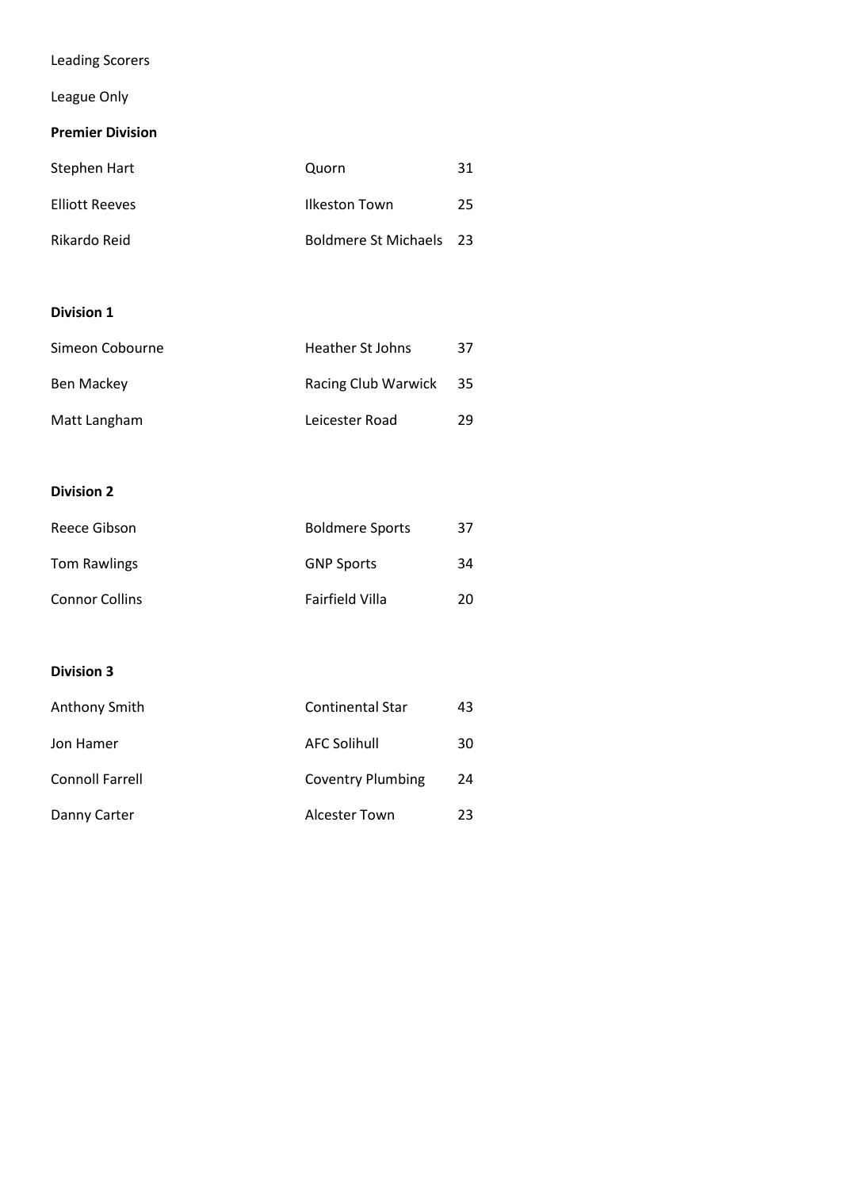Leading Scorers

League Only

**Premier Division**

| | | |
|---|---|---|
| Stephen Hart | Quorn | 31 |
| Elliott Reeves | Ilkeston Town | 25 |
| Rikardo Reid | Boldmere St Michaels | 23 |

**Division 1**

| | | |
|---|---|---|
| Simeon Cobourne | Heather St Johns | 37 |
| Ben Mackey | Racing Club Warwick | 35 |
| Matt Langham | Leicester Road | 29 |

**Division 2**

| | | |
|---|---|---|
| Reece Gibson | Boldmere Sports | 37 |
| Tom Rawlings | GNP Sports | 34 |
| Connor Collins | Fairfield Villa | 20 |

**Division 3**

| | | |
|---|---|---|
| Anthony Smith | Continental Star | 43 |
| Jon Hamer | AFC Solihull | 30 |
| Connoll Farrell | Coventry Plumbing | 24 |
| Danny Carter | Alcester Town | 23 |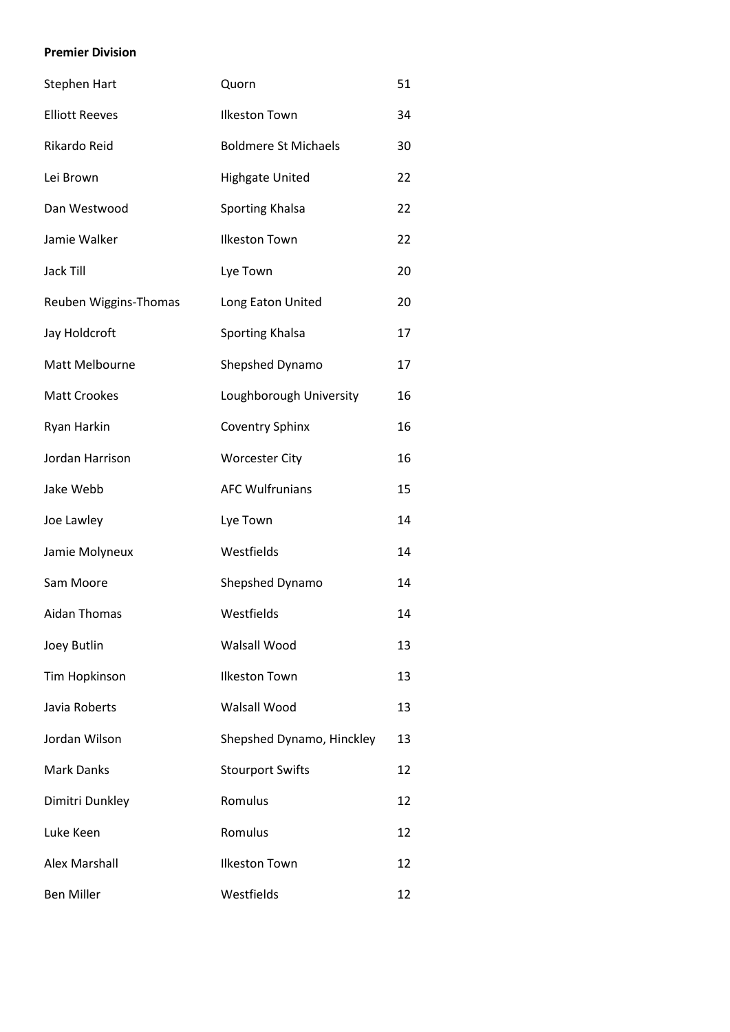**Premier Division**

| | | |
|---|---|---|
| Stephen Hart | Quorn | 51 |
| Elliott Reeves | Ilkeston Town | 34 |
| Rikardo Reid | Boldmere St Michaels | 30 |
| Lei Brown | Highgate United | 22 |
| Dan Westwood | Sporting Khalsa | 22 |
| Jamie Walker | Ilkeston Town | 22 |
| Jack Till | Lye Town | 20 |
| Reuben Wiggins-Thomas | Long Eaton United | 20 |
| Jay Holdcroft | Sporting Khalsa | 17 |
| Matt Melbourne | Shepshed Dynamo | 17 |
| Matt Crookes | Loughborough University | 16 |
| Ryan Harkin | Coventry Sphinx | 16 |
| Jordan Harrison | Worcester City | 16 |
| Jake Webb | AFC Wulfrunians | 15 |
| Joe Lawley | Lye Town | 14 |
| Jamie Molyneux | Westfields | 14 |
| Sam Moore | Shepshed Dynamo | 14 |
| Aidan Thomas | Westfields | 14 |
| Joey Butlin | Walsall Wood | 13 |
| Tim Hopkinson | Ilkeston Town | 13 |
| Javia Roberts | Walsall Wood | 13 |
| Jordan Wilson | Shepshed Dynamo, Hinckley | 13 |
| Mark Danks | Stourport Swifts | 12 |
| Dimitri Dunkley | Romulus | 12 |
| Luke Keen | Romulus | 12 |
| Alex Marshall | Ilkeston Town | 12 |
| Ben Miller | Westfields | 12 |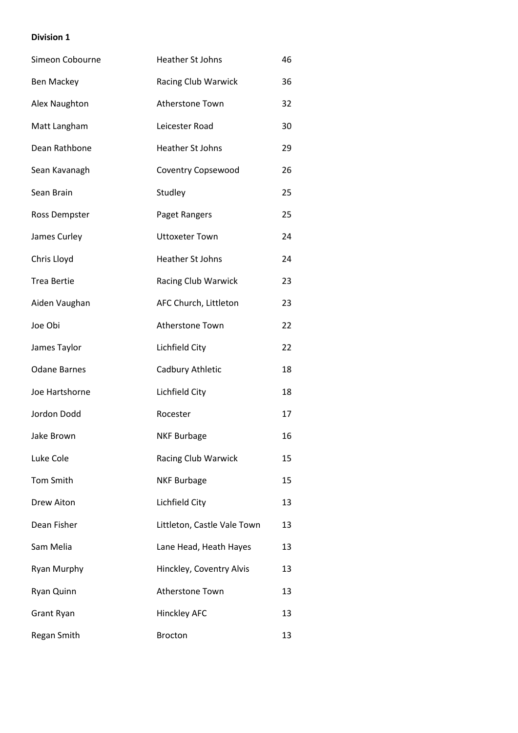**Division 1**

| | | |
|---|---|---|
| Simeon Cobourne | Heather St Johns | 46 |
| Ben Mackey | Racing Club Warwick | 36 |
| Alex Naughton | Atherstone Town | 32 |
| Matt Langham | Leicester Road | 30 |
| Dean Rathbone | Heather St Johns | 29 |
| Sean Kavanagh | Coventry Copsewood | 26 |
| Sean Brain | Studley | 25 |
| Ross Dempster | Paget Rangers | 25 |
| James Curley | Uttoxeter Town | 24 |
| Chris Lloyd | Heather St Johns | 24 |
| Trea Bertie | Racing Club Warwick | 23 |
| Aiden Vaughan | AFC Church, Littleton | 23 |
| Joe Obi | Atherstone Town | 22 |
| James Taylor | Lichfield City | 22 |
| Odane Barnes | Cadbury Athletic | 18 |
| Joe Hartshorne | Lichfield City | 18 |
| Jordon Dodd | Rocester | 17 |
| Jake Brown | NKF Burbage | 16 |
| Luke Cole | Racing Club Warwick | 15 |
| Tom Smith | NKF Burbage | 15 |
| Drew Aiton | Lichfield City | 13 |
| Dean Fisher | Littleton, Castle Vale Town | 13 |
| Sam Melia | Lane Head, Heath Hayes | 13 |
| Ryan Murphy | Hinckley, Coventry Alvis | 13 |
| Ryan Quinn | Atherstone Town | 13 |
| Grant Ryan | Hinckley AFC | 13 |
| Regan Smith | Brocton | 13 |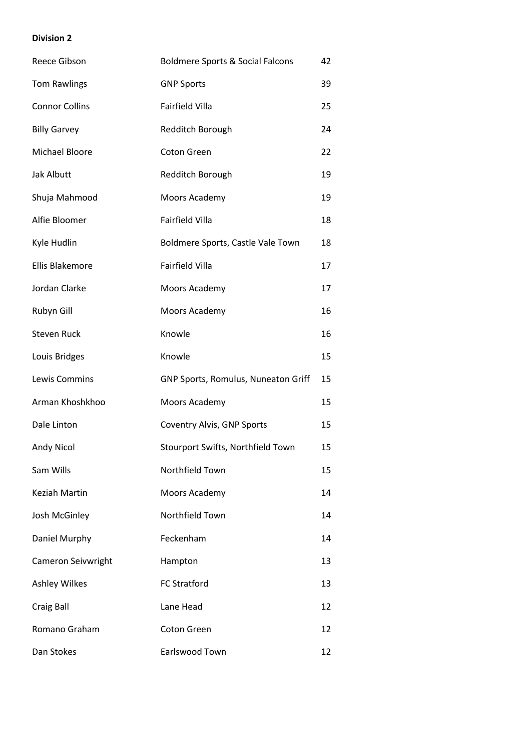**Division 2**

| | | |
|---|---|---|
| Reece Gibson | Boldmere Sports & Social Falcons | 42 |
| Tom Rawlings | GNP Sports | 39 |
| Connor Collins | Fairfield Villa | 25 |
| Billy Garvey | Redditch Borough | 24 |
| Michael Bloore | Coton Green | 22 |
| Jak Albutt | Redditch Borough | 19 |
| Shuja Mahmood | Moors Academy | 19 |
| Alfie Bloomer | Fairfield Villa | 18 |
| Kyle Hudlin | Boldmere Sports, Castle Vale Town | 18 |
| Ellis Blakemore | Fairfield Villa | 17 |
| Jordan Clarke | Moors Academy | 17 |
| Rubyn Gill | Moors Academy | 16 |
| Steven Ruck | Knowle | 16 |
| Louis Bridges | Knowle | 15 |
| Lewis Commins | GNP Sports, Romulus, Nuneaton Griff | 15 |
| Arman Khoshkhoo | Moors Academy | 15 |
| Dale Linton | Coventry Alvis, GNP Sports | 15 |
| Andy Nicol | Stourport Swifts, Northfield Town | 15 |
| Sam Wills | Northfield Town | 15 |
| Keziah Martin | Moors Academy | 14 |
| Josh McGinley | Northfield Town | 14 |
| Daniel Murphy | Feckenham | 14 |
| Cameron Seivwright | Hampton | 13 |
| Ashley Wilkes | FC Stratford | 13 |
| Craig Ball | Lane Head | 12 |
| Romano Graham | Coton Green | 12 |
| Dan Stokes | Earlswood Town | 12 |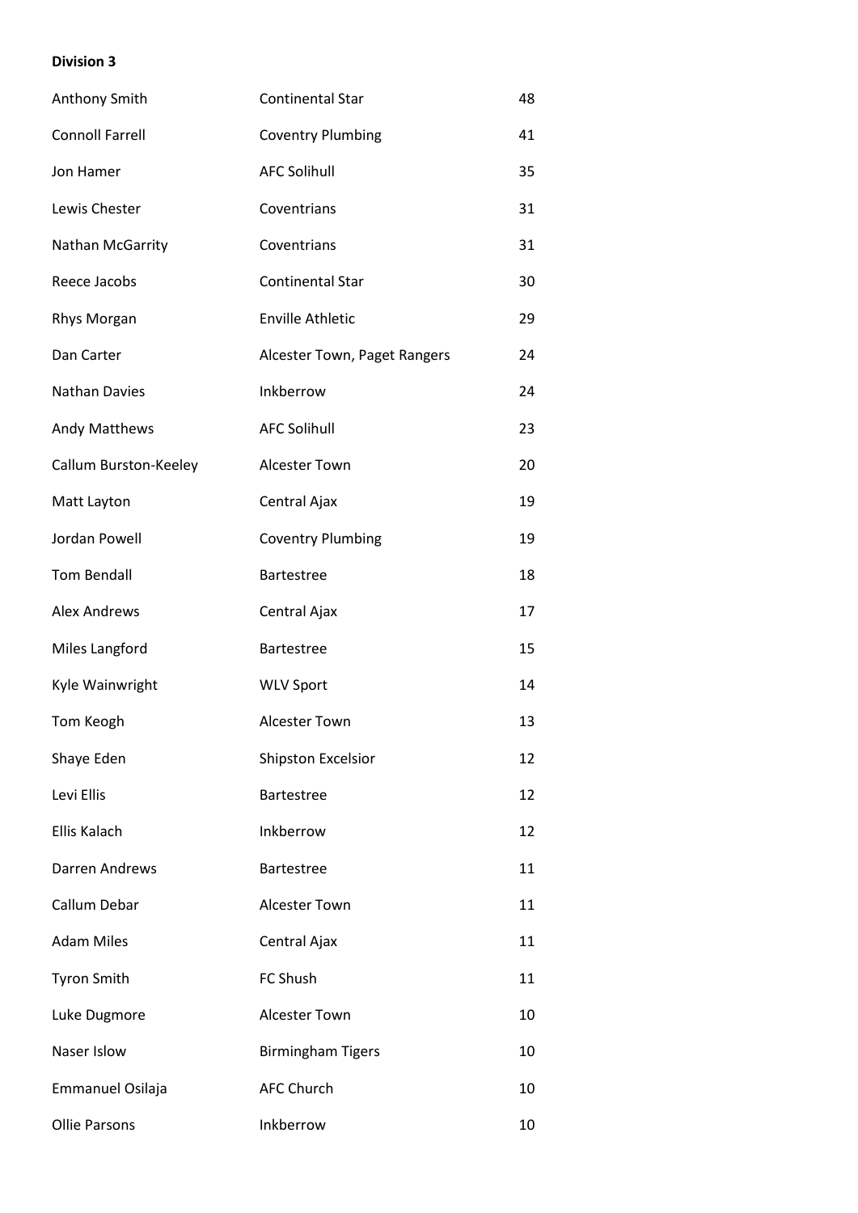**Division 3**

| | | |
|---|---|---|
| Anthony Smith | Continental Star | 48 |
| Connoll Farrell | Coventry Plumbing | 41 |
| Jon Hamer | AFC Solihull | 35 |
| Lewis Chester | Coventrians | 31 |
| Nathan McGarrity | Coventrians | 31 |
| Reece Jacobs | Continental Star | 30 |
| Rhys Morgan | Enville Athletic | 29 |
| Dan Carter | Alcester Town, Paget Rangers | 24 |
| Nathan Davies | Inkberrow | 24 |
| Andy Matthews | AFC Solihull | 23 |
| Callum Burston-Keeley | Alcester Town | 20 |
| Matt Layton | Central Ajax | 19 |
| Jordan Powell | Coventry Plumbing | 19 |
| Tom Bendall | Bartestree | 18 |
| Alex Andrews | Central Ajax | 17 |
| Miles Langford | Bartestree | 15 |
| Kyle Wainwright | WLV Sport | 14 |
| Tom Keogh | Alcester Town | 13 |
| Shaye Eden | Shipston Excelsior | 12 |
| Levi Ellis | Bartestree | 12 |
| Ellis Kalach | Inkberrow | 12 |
| Darren Andrews | Bartestree | 11 |
| Callum Debar | Alcester Town | 11 |
| Adam Miles | Central Ajax | 11 |
| Tyron Smith | FC Shush | 11 |
| Luke Dugmore | Alcester Town | 10 |
| Naser Islow | Birmingham Tigers | 10 |
| Emmanuel Osilaja | AFC Church | 10 |
| Ollie Parsons | Inkberrow | 10 |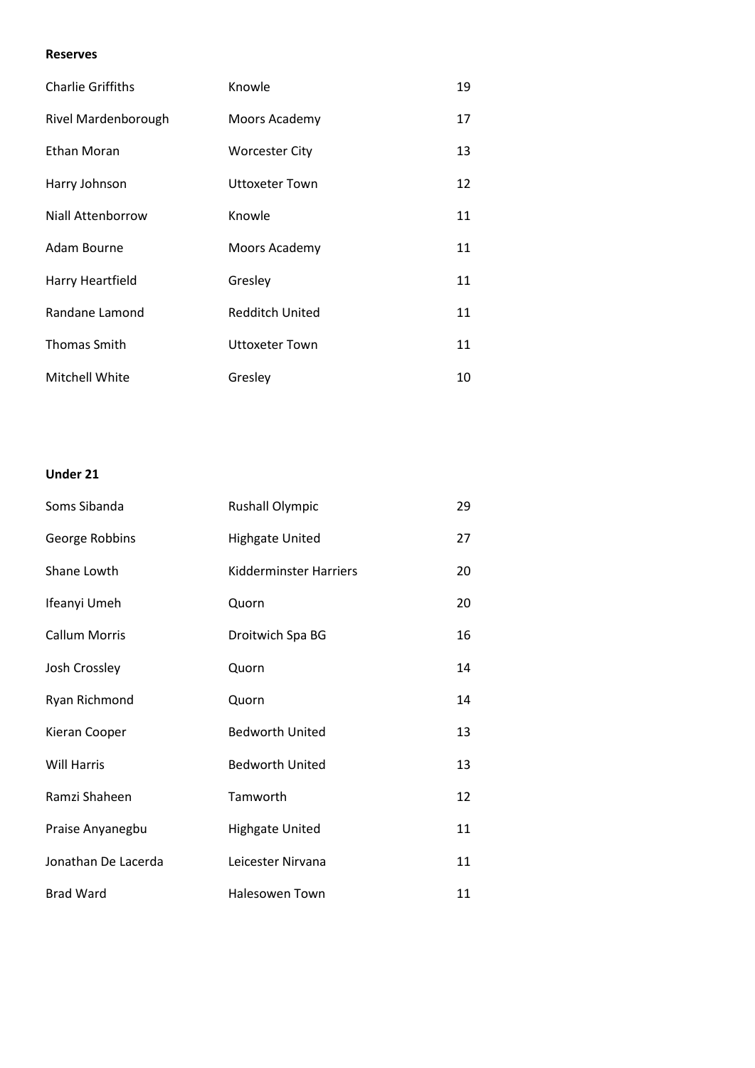**Reserves**

| | | |
|---|---|---|
| Charlie Griffiths | Knowle | 19 |
| Rivel Mardenborough | Moors Academy | 17 |
| Ethan Moran | Worcester City | 13 |
| Harry Johnson | Uttoxeter Town | 12 |
| Niall Attenborrow | Knowle | 11 |
| Adam Bourne | Moors Academy | 11 |
| Harry Heartfield | Gresley | 11 |
| Randane Lamond | Redditch United | 11 |
| Thomas Smith | Uttoxeter Town | 11 |
| Mitchell White | Gresley | 10 |

**Under 21**

| | | |
|---|---|---|
| Soms Sibanda | Rushall Olympic | 29 |
| George Robbins | Highgate United | 27 |
| Shane Lowth | Kidderminster Harriers | 20 |
| Ifeanyi Umeh | Quorn | 20 |
| Callum Morris | Droitwich Spa BG | 16 |
| Josh Crossley | Quorn | 14 |
| Ryan Richmond | Quorn | 14 |
| Kieran Cooper | Bedworth United | 13 |
| Will Harris | Bedworth United | 13 |
| Ramzi Shaheen | Tamworth | 12 |
| Praise Anyanegbu | Highgate United | 11 |
| Jonathan De Lacerda | Leicester Nirvana | 11 |
| Brad Ward | Halesowen Town | 11 |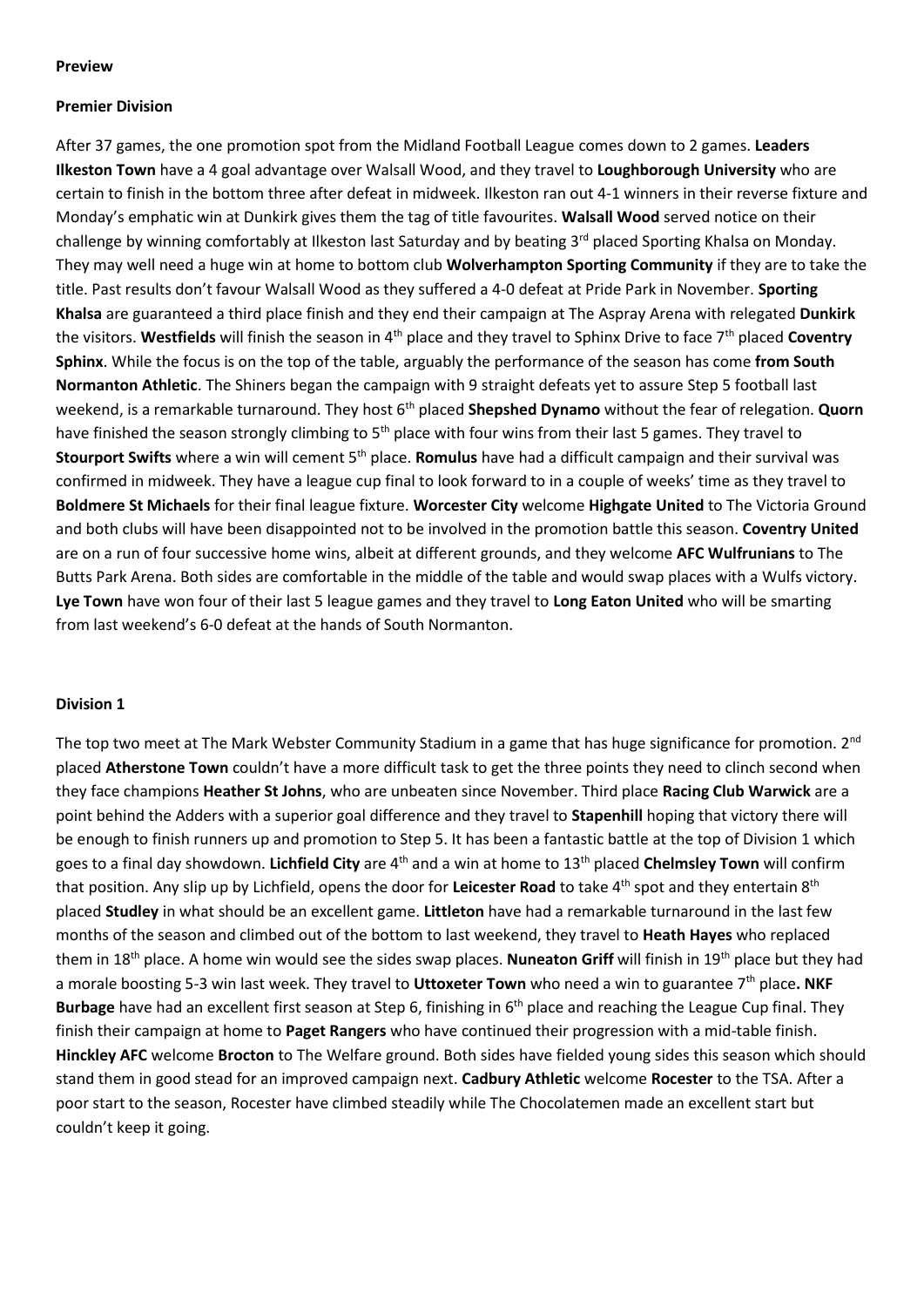**Preview**

**Premier Division**

After 37 games, the one promotion spot from the Midland Football League comes down to 2 games. **Leaders Ilkeston Town** have a 4 goal advantage over Walsall Wood, and they travel to **Loughborough University** who are certain to finish in the bottom three after defeat in midweek. Ilkeston ran out 4-1 winners in their reverse fixture and Monday's emphatic win at Dunkirk gives them the tag of title favourites. **Walsall Wood** served notice on their challenge by winning comfortably at Ilkeston last Saturday and by beating 3rd placed Sporting Khalsa on Monday. They may well need a huge win at home to bottom club **Wolverhampton Sporting Community** if they are to take the title. Past results don't favour Walsall Wood as they suffered a 4-0 defeat at Pride Park in November. **Sporting Khalsa** are guaranteed a third place finish and they end their campaign at The Aspray Arena with relegated **Dunkirk** the visitors. **Westfields** will finish the season in 4th place and they travel to Sphinx Drive to face 7th placed **Coventry Sphinx**. While the focus is on the top of the table, arguably the performance of the season has come **from South Normanton Athletic**. The Shiners began the campaign with 9 straight defeats yet to assure Step 5 football last weekend, is a remarkable turnaround. They host 6th placed **Shepshed Dynamo** without the fear of relegation. **Quorn** have finished the season strongly climbing to 5th place with four wins from their last 5 games. They travel to **Stourport Swifts** where a win will cement 5th place. **Romulus** have had a difficult campaign and their survival was confirmed in midweek. They have a league cup final to look forward to in a couple of weeks' time as they travel to **Boldmere St Michaels** for their final league fixture. **Worcester City** welcome **Highgate United** to The Victoria Ground and both clubs will have been disappointed not to be involved in the promotion battle this season. **Coventry United** are on a run of four successive home wins, albeit at different grounds, and they welcome **AFC Wulfrunians** to The Butts Park Arena. Both sides are comfortable in the middle of the table and would swap places with a Wulfs victory. **Lye Town** have won four of their last 5 league games and they travel to **Long Eaton United** who will be smarting from last weekend's 6-0 defeat at the hands of South Normanton.

**Division 1**

The top two meet at The Mark Webster Community Stadium in a game that has huge significance for promotion. 2nd placed **Atherstone Town** couldn't have a more difficult task to get the three points they need to clinch second when they face champions **Heather St Johns**, who are unbeaten since November. Third place **Racing Club Warwick** are a point behind the Adders with a superior goal difference and they travel to **Stapenhill** hoping that victory there will be enough to finish runners up and promotion to Step 5. It has been a fantastic battle at the top of Division 1 which goes to a final day showdown. **Lichfield City** are 4th and a win at home to 13th placed **Chelmsley Town** will confirm that position. Any slip up by Lichfield, opens the door for **Leicester Road** to take 4th spot and they entertain 8th placed **Studley** in what should be an excellent game. **Littleton** have had a remarkable turnaround in the last few months of the season and climbed out of the bottom to last weekend, they travel to **Heath Hayes** who replaced them in 18th place. A home win would see the sides swap places. **Nuneaton Griff** will finish in 19th place but they had a morale boosting 5-3 win last week. They travel to **Uttoxeter Town** who need a win to guarantee 7th place**. NKF Burbage** have had an excellent first season at Step 6, finishing in 6th place and reaching the League Cup final. They finish their campaign at home to **Paget Rangers** who have continued their progression with a mid-table finish. **Hinckley AFC** welcome **Brocton** to The Welfare ground. Both sides have fielded young sides this season which should stand them in good stead for an improved campaign next. **Cadbury Athletic** welcome **Rocester** to the TSA. After a poor start to the season, Rocester have climbed steadily while The Chocolatemen made an excellent start but couldn't keep it going.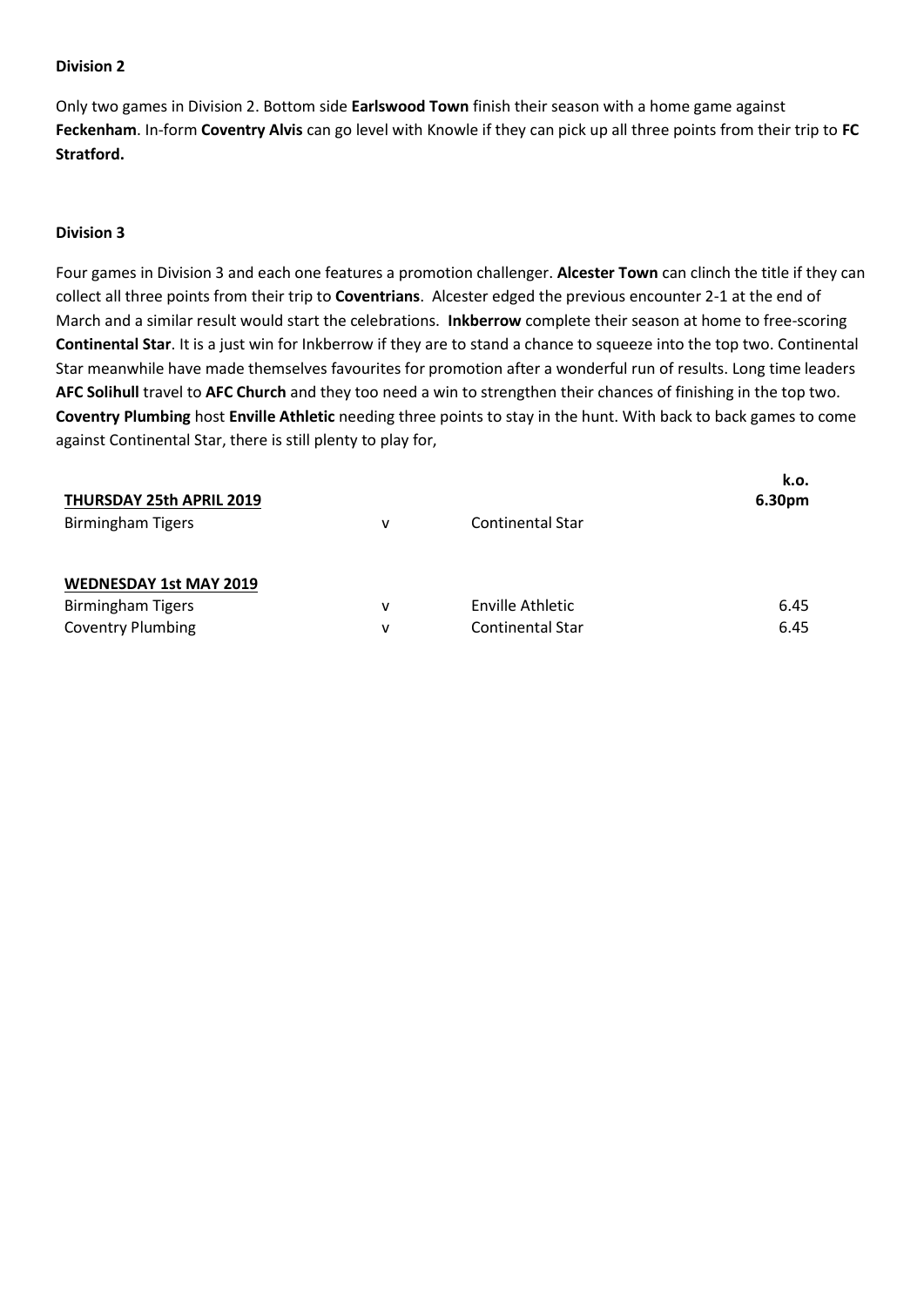**Division 2**

Only two games in Division 2. Bottom side **Earlswood Town** finish their season with a home game against **Feckenham**. In-form **Coventry Alvis** can go level with Knowle if they can pick up all three points from their trip to **FC Stratford.**

**Division 3**

Four games in Division 3 and each one features a promotion challenger. **Alcester Town** can clinch the title if they can collect all three points from their trip to **Coventrians**. Alcester edged the previous encounter 2-1 at the end of March and a similar result would start the celebrations. **Inkberrow** complete their season at home to free-scoring **Continental Star**. It is a just win for Inkberrow if they are to stand a chance to squeeze into the top two. Continental Star meanwhile have made themselves favourites for promotion after a wonderful run of results. Long time leaders **AFC Solihull** travel to **AFC Church** and they too need a win to strengthen their chances of finishing in the top two. **Coventry Plumbing** host **Enville Athletic** needing three points to stay in the hunt. With back to back games to come against Continental Star, there is still plenty to play for,

| **THURSDAY 25th APRIL 2019** | | | **k.o. 6.30pm** |
|---|---|---|---|
| Birmingham Tigers | v | Continental Star | |
| | | | |
| **WEDNESDAY 1st MAY 2019** | | | |
| Birmingham Tigers | v | Enville Athletic | 6.45 |
| Coventry Plumbing | v | Continental Star | 6.45 |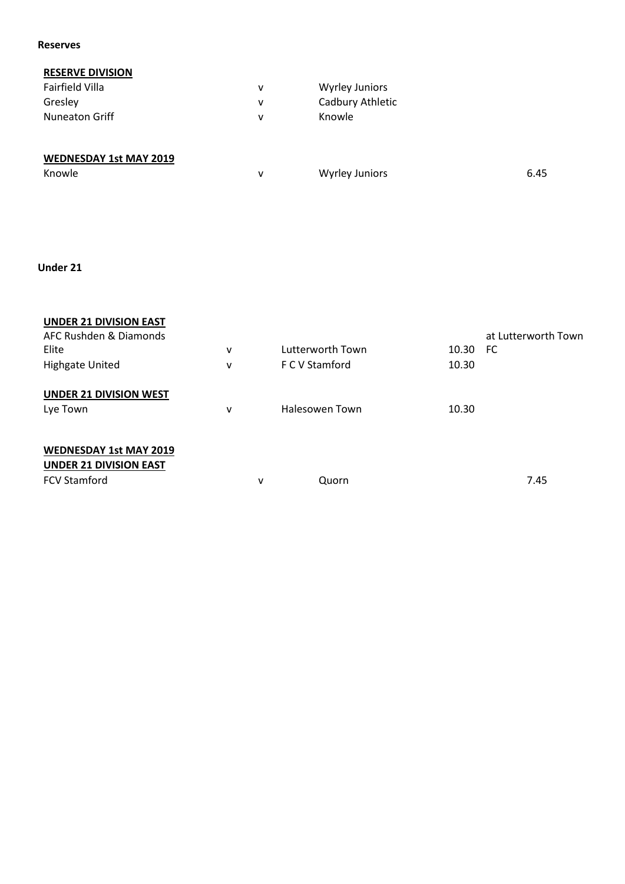**Reserves**

**RESERVE DIVISION**

| | | | |
|---|---|---|---|
| Fairfield Villa | v | Wyrley Juniors | |
| Gresley | v | Cadbury Athletic | |
| Nuneaton Griff | v | Knowle | |

**WEDNESDAY 1st MAY 2019**

| | | | |
|---|---|---|---|
| Knowle | v | Wyrley Juniors | 6.45 |

**Under 21**

**UNDER 21 DIVISION EAST**

| | | | | |
|---|---|---|---|---|
| AFC Rushden & Diamonds Elite | v | Lutterworth Town | 10.30 | at Lutterworth Town FC |
| Highgate United | v | F C V Stamford | 10.30 | |

**UNDER 21 DIVISION WEST**

| | | | |
|---|---|---|---|
| Lye Town | v | Halesowen Town | 10.30 |

**WEDNESDAY 1st MAY 2019**

**UNDER 21 DIVISION EAST**

| | | | |
|---|---|---|---|
| FCV Stamford | v | Quorn | 7.45 |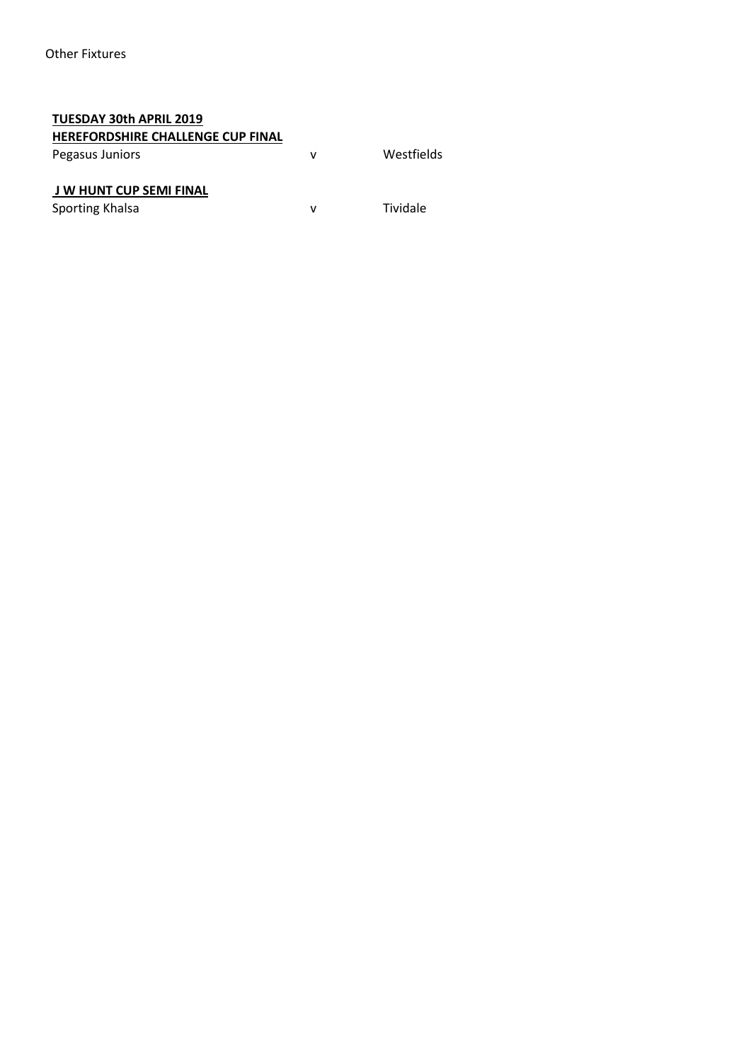Other Fixtures

**TUESDAY 30th APRIL 2019**

**HEREFORDSHIRE CHALLENGE CUP FINAL**

| | | |
|---|---|---|
| Pegasus Juniors | v | Westfields |

**J W HUNT CUP SEMI FINAL**

| | | |
|---|---|---|
| Sporting Khalsa | v | Tividale |